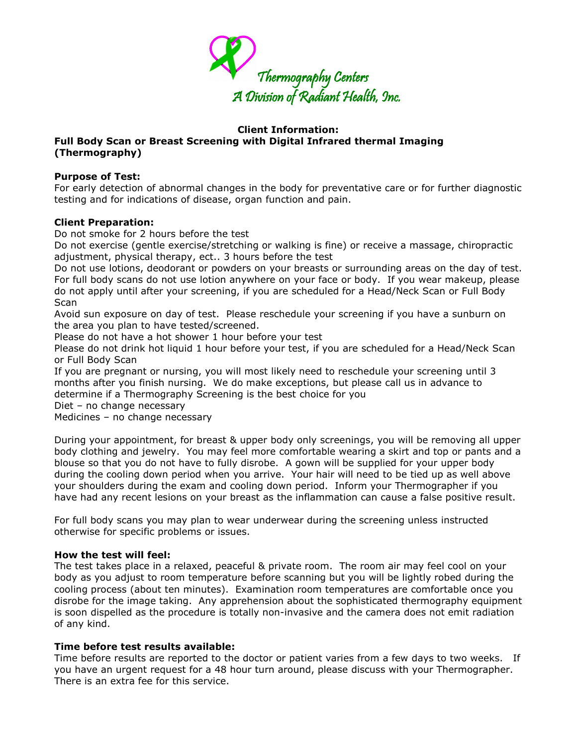Thermography Centers
A Division of Radiant Health, Inc.

**Client Information:**
**Full Body Scan or Breast Screening with Digital Infrared thermal Imaging (Thermography)**

**Purpose of Test:**
For early detection of abnormal changes in the body for preventative care or for further diagnostic testing and for indications of disease, organ function and pain.

**Client Preparation:**
Do not smoke for 2 hours before the test
Do not exercise (gentle exercise/stretching or walking is fine) or receive a massage, chiropractic adjustment, physical therapy, ect.. 3 hours before the test
Do not use lotions, deodorant or powders on your breasts or surrounding areas on the day of test. For full body scans do not use lotion anywhere on your face or body. If you wear makeup, please do not apply until after your screening, if you are scheduled for a Head/Neck Scan or Full Body Scan
Avoid sun exposure on day of test. Please reschedule your screening if you have a sunburn on the area you plan to have tested/screened.
Please do not have a hot shower 1 hour before your test
Please do not drink hot liquid 1 hour before your test, if you are scheduled for a Head/Neck Scan or Full Body Scan
If you are pregnant or nursing, you will most likely need to reschedule your screening until 3 months after you finish nursing. We do make exceptions, but please call us in advance to determine if a Thermography Screening is the best choice for you
Diet – no change necessary
Medicines – no change necessary

During your appointment, for breast & upper body only screenings, you will be removing all upper body clothing and jewelry. You may feel more comfortable wearing a skirt and top or pants and a blouse so that you do not have to fully disrobe. A gown will be supplied for your upper body during the cooling down period when you arrive. Your hair will need to be tied up as well above your shoulders during the exam and cooling down period. Inform your Thermographer if you have had any recent lesions on your breast as the inflammation can cause a false positive result.

For full body scans you may plan to wear underwear during the screening unless instructed otherwise for specific problems or issues.

**How the test will feel:**
The test takes place in a relaxed, peaceful & private room. The room air may feel cool on your body as you adjust to room temperature before scanning but you will be lightly robed during the cooling process (about ten minutes). Examination room temperatures are comfortable once you disrobe for the image taking. Any apprehension about the sophisticated thermography equipment is soon dispelled as the procedure is totally non-invasive and the camera does not emit radiation of any kind.

**Time before test results available:**
Time before results are reported to the doctor or patient varies from a few days to two weeks. If you have an urgent request for a 48 hour turn around, please discuss with your Thermographer. There is an extra fee for this service.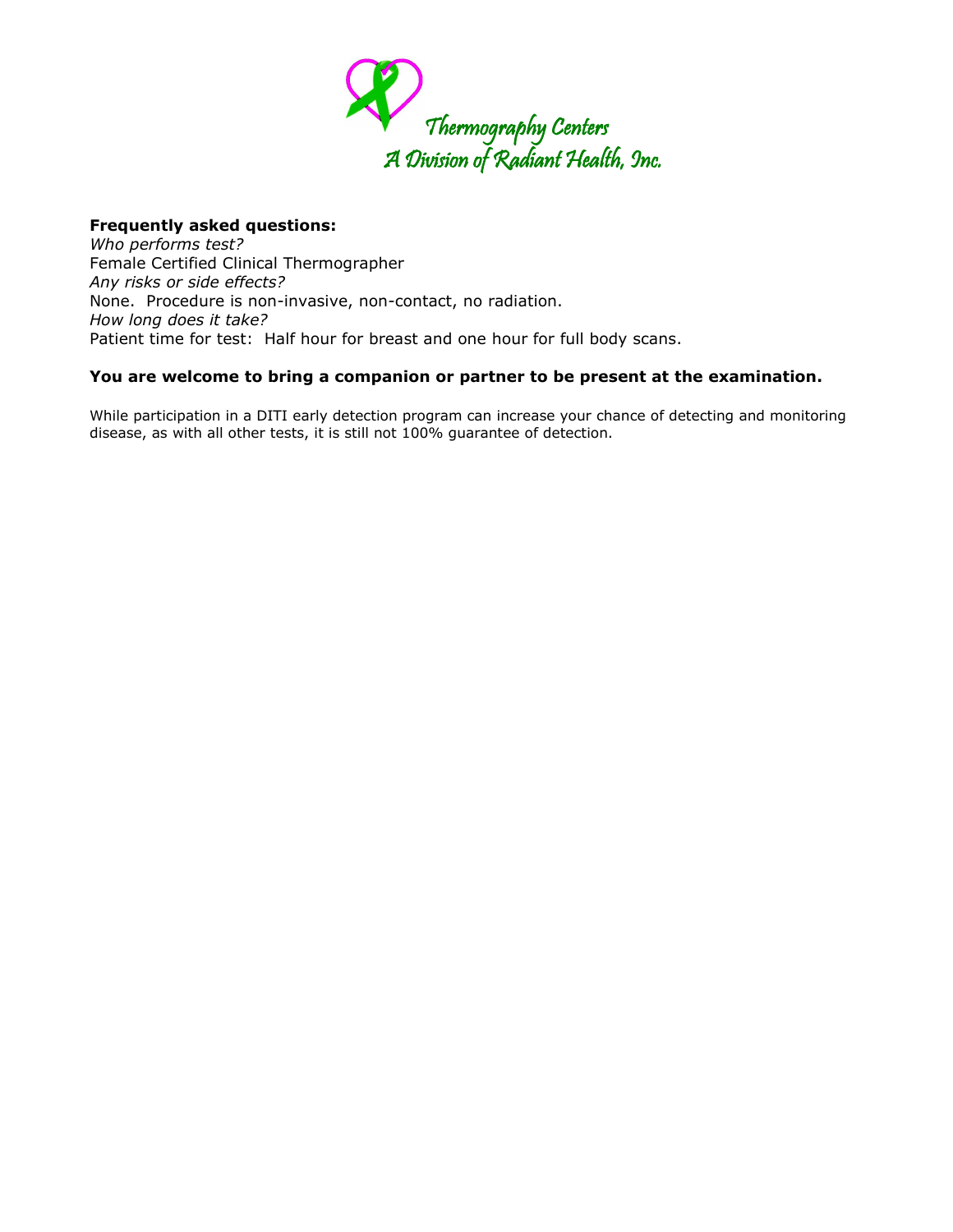Thermography Centers
A Division of Radiant Health, Inc.

**Frequently asked questions:**

*Who performs test?*
Female Certified Clinical Thermographer
*Any risks or side effects?*
None. Procedure is non-invasive, non-contact, no radiation.
*How long does it take?*
Patient time for test: Half hour for breast and one hour for full body scans.

**You are welcome to bring a companion or partner to be present at the examination.**

While participation in a DITI early detection program can increase your chance of detecting and monitoring disease, as with all other tests, it is still not 100% guarantee of detection.